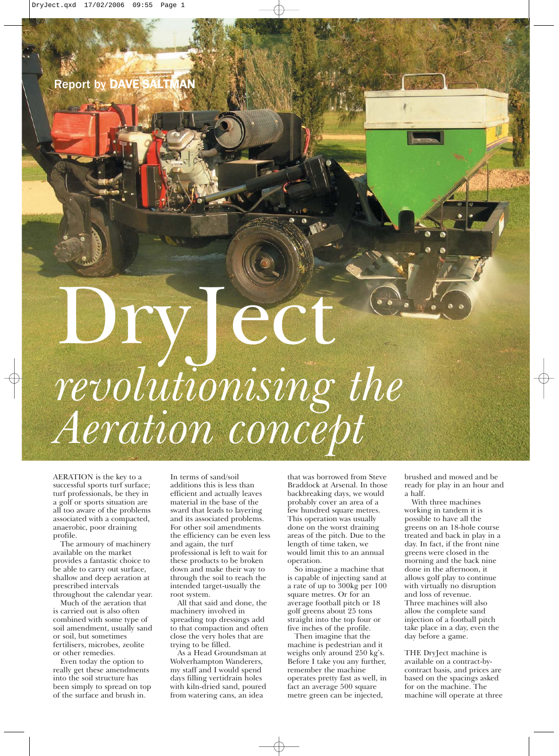Report by **DAVE SALTMAN**

# DryJect

## *revolutionising the Aeration concept*

AERATION is the key to a successful sports turf surface; turf professionals, be they in a golf or sports situation are all too aware of the problems associated with a compacted, anaerobic, poor draining profile.

The armoury of machinery available on the market provides a fantastic choice to be able to carry out surface, shallow and deep aeration at prescribed intervals throughout the calendar year.

Much of the aeration that is carried out is also often combined with some type of soil amendment, usually sand or soil, but sometimes fertilisers, microbes, zeolite or other remedies.

Even today the option to really get these amendments into the soil structure has been simply to spread on top of the surface and brush in.

In terms of sand/soil additions this is less than efficient and actually leaves material in the base of the sward that leads to layering and its associated problems. For other soil amendments the efficiency can be even less and again, the turf professional is left to wait for these products to be broken down and make their way to through the soil to reach the intended target-usually the root system.

All that said and done, the machinery involved in spreading top dressings add to that compaction and often close the very holes that are trying to be filled.

As a Head Groundsman at Wolverhampton Wanderers, my staff and I would spend days filling vertidrain holes with kiln-dried sand, poured from watering cans, an idea that was borrowed from Steve Braddock at Arsenal. In those backbreaking days, we would probably cover an area of a few hundred square metres. This operation was usually done on the worst draining areas of the pitch. Due to the length of time taken, we would limit this to an annual operation.

So imagine a machine that is capable of injecting sand at a rate of up to 300kg per 100 square metres. Or for an average football pitch or 18 golf greens about 25 tons straight into the top four or five inches of the profile.

Then imagine that the machine is pedestrian and it weighs only around 250 kg's. Before I take you any further, remember the machine operates pretty fast as well, in fact an average 500 square metre green can be injected, brushed and mowed and be ready for play in an hour and a half.

With three machines working in tandem it is possible to have all the greens on an 18-hole course treated and back in play in a day. In fact, if the front nine greens were closed in the morning and the back nine done in the afternoon, it allows golf play to continue with virtually no disruption and loss of revenue. Three machines will also allow the complete sand injection of a football pitch take place in a day, even the day before a game.

THE DryJect machine is available on a contract-by-contract basis, and prices are based on the spacings asked for on the machine. The machine will operate at three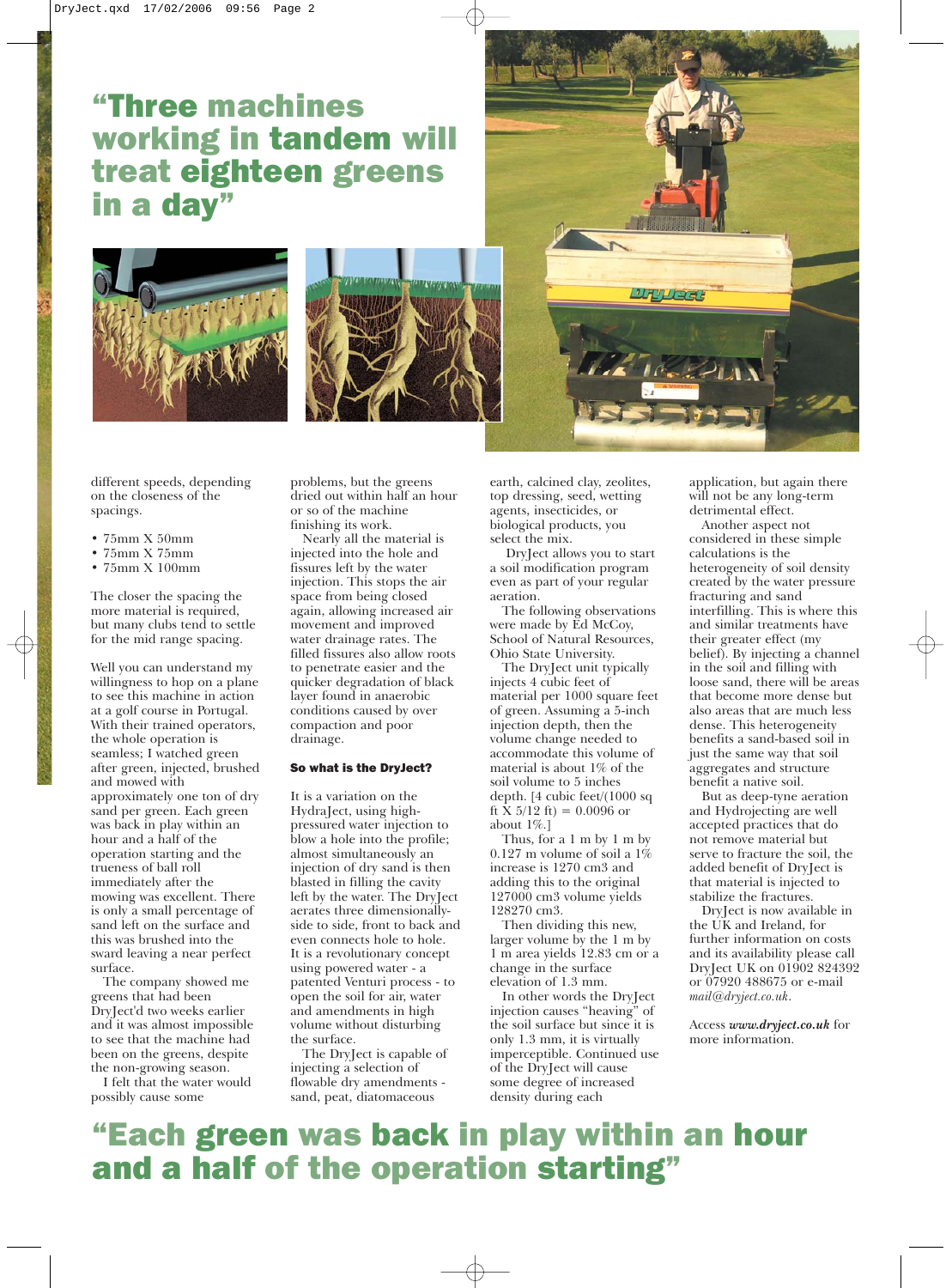## “Three machines working in tandem will treat eighteen greens in a day”

different speeds, depending on the closeness of the spacings.

- 75mm X 50mm
- 75mm X 75mm
- 75mm X 100mm

The closer the spacing the more material is required, but many clubs tend to settle for the mid range spacing.

Well you can understand my willingness to hop on a plane to see this machine in action at a golf course in Portugal. With their trained operators, the whole operation is seamless; I watched green after green, injected, brushed and mowed with approximately one ton of dry sand per green. Each green was back in play within an hour and a half of the operation starting and the trueness of ball roll immediately after the mowing was excellent. There is only a small percentage of sand left on the surface and this was brushed into the sward leaving a near perfect surface.

The company showed me greens that had been DryJect'd two weeks earlier and it was almost impossible to see that the machine had been on the greens, despite the non-growing season.

I felt that the water would possibly cause some problems, but the greens dried out within half an hour or so of the machine finishing its work.

Nearly all the material is injected into the hole and fissures left by the water injection. This stops the air space from being closed again, allowing increased air movement and improved water drainage rates. The filled fissures also allow roots to penetrate easier and the quicker degradation of black layer found in anaerobic conditions caused by over compaction and poor drainage.

### So what is the DryJect?

It is a variation on the HydraJect, using high-pressured water injection to blow a hole into the profile; almost simultaneously an injection of dry sand is then blasted in filling the cavity left by the water. The DryJect aerates three dimensionally-side to side, front to back and even connects hole to hole. It is a revolutionary concept using powered water - a patented Venturi process - to open the soil for air, water and amendments in high volume without disturbing the surface.

The DryJect is capable of injecting a selection of flowable dry amendments - sand, peat, diatomaceous earth, calcined clay, zeolites, top dressing, seed, wetting agents, insecticides, or biological products, you select the mix.

DryJect allows you to start a soil modification program even as part of your regular aeration.

The following observations were made by Ed McCoy, School of Natural Resources, Ohio State University.

The DryJect unit typically injects 4 cubic feet of material per 1000 square feet of green. Assuming a 5-inch injection depth, then the volume change needed to accommodate this volume of material is about 1% of the soil volume to 5 inches depth. [4 cubic feet/(1000 sq ft X 5/12 ft) = 0.0096 or about 1%.]

Thus, for a 1 m by 1 m by 0.127 m volume of soil a 1% increase is 1270 cm3 and adding this to the original 127000 cm3 volume yields 128270 cm3.

Then dividing this new, larger volume by the 1 m by 1 m area yields 12.83 cm or a change in the surface elevation of 1.3 mm.

In other words the DryJect injection causes “heaving” of the soil surface but since it is only 1.3 mm, it is virtually imperceptible. Continued use of the DryJect will cause some degree of increased density during each application, but again there will not be any long-term detrimental effect.

Another aspect not considered in these simple calculations is the heterogeneity of soil density created by the water pressure fracturing and sand interfilling. This is where this and similar treatments have their greater effect (my belief). By injecting a channel in the soil and filling with loose sand, there will be areas that become more dense but also areas that are much less dense. This heterogeneity benefits a sand-based soil in just the same way that soil aggregates and structure benefit a native soil.

But as deep-tyne aeration and Hydrojecting are well accepted practices that do not remove material but serve to fracture the soil, the added benefit of DryJect is that material is injected to stabilize the fractures.

DryJect is now available in the UK and Ireland, for further information on costs and its availability please call DryJect UK on 01902 824392 or 07920 488675 or e-mail *mail@dryject.co.uk*.

Access ***www.dryject.co.uk*** for more information.

## “Each green was back in play within an hour and a half of the operation starting”